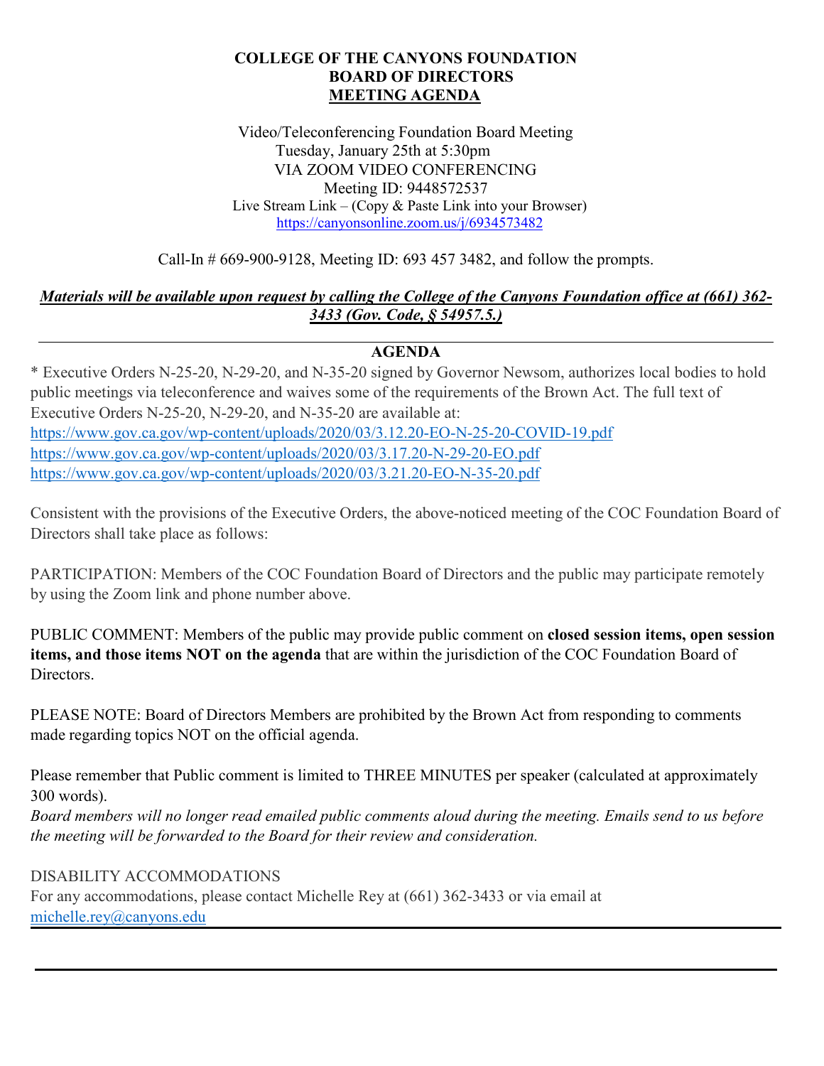# COLLEGE OF THE CANYONS FOUNDATION
# BOARD OF DIRECTORS
## MEETING AGENDA

Video/Teleconferencing Foundation Board Meeting
Tuesday, January 25th at 5:30pm
VIA ZOOM VIDEO CONFERENCING
Meeting ID: 9448572537
Live Stream Link – (Copy & Paste Link into your Browser)
https://canyonsonline.zoom.us/j/6934573482

Call-In # 669-900-9128, Meeting ID: 693 457 3482, and follow the prompts.

***Materials will be available upon request by calling the College of the Canyons Foundation office at (661) 362-3433 (Gov. Code, § 54957.5.)***

---

## AGENDA

* Executive Orders N-25-20, N-29-20, and N-35-20 signed by Governor Newsom, authorizes local bodies to hold public meetings via teleconference and waives some of the requirements of the Brown Act. The full text of Executive Orders N-25-20, N-29-20, and N-35-20 are available at:
https://www.gov.ca.gov/wp-content/uploads/2020/03/3.12.20-EO-N-25-20-COVID-19.pdf
https://www.gov.ca.gov/wp-content/uploads/2020/03/3.17.20-N-29-20-EO.pdf
https://www.gov.ca.gov/wp-content/uploads/2020/03/3.21.20-EO-N-35-20.pdf

Consistent with the provisions of the Executive Orders, the above-noticed meeting of the COC Foundation Board of Directors shall take place as follows:

PARTICIPATION: Members of the COC Foundation Board of Directors and the public may participate remotely by using the Zoom link and phone number above.

PUBLIC COMMENT: Members of the public may provide public comment on **closed session items, open session items, and those items NOT on the agenda** that are within the jurisdiction of the COC Foundation Board of Directors.

PLEASE NOTE: Board of Directors Members are prohibited by the Brown Act from responding to comments made regarding topics NOT on the official agenda.

Please remember that Public comment is limited to THREE MINUTES per speaker (calculated at approximately 300 words).
*Board members will no longer read emailed public comments aloud during the meeting. Emails send to us before the meeting will be forwarded to the Board for their review and consideration.*

DISABILITY ACCOMMODATIONS
For any accommodations, please contact Michelle Rey at (661) 362-3433 or via email at michelle.rey@canyons.edu

---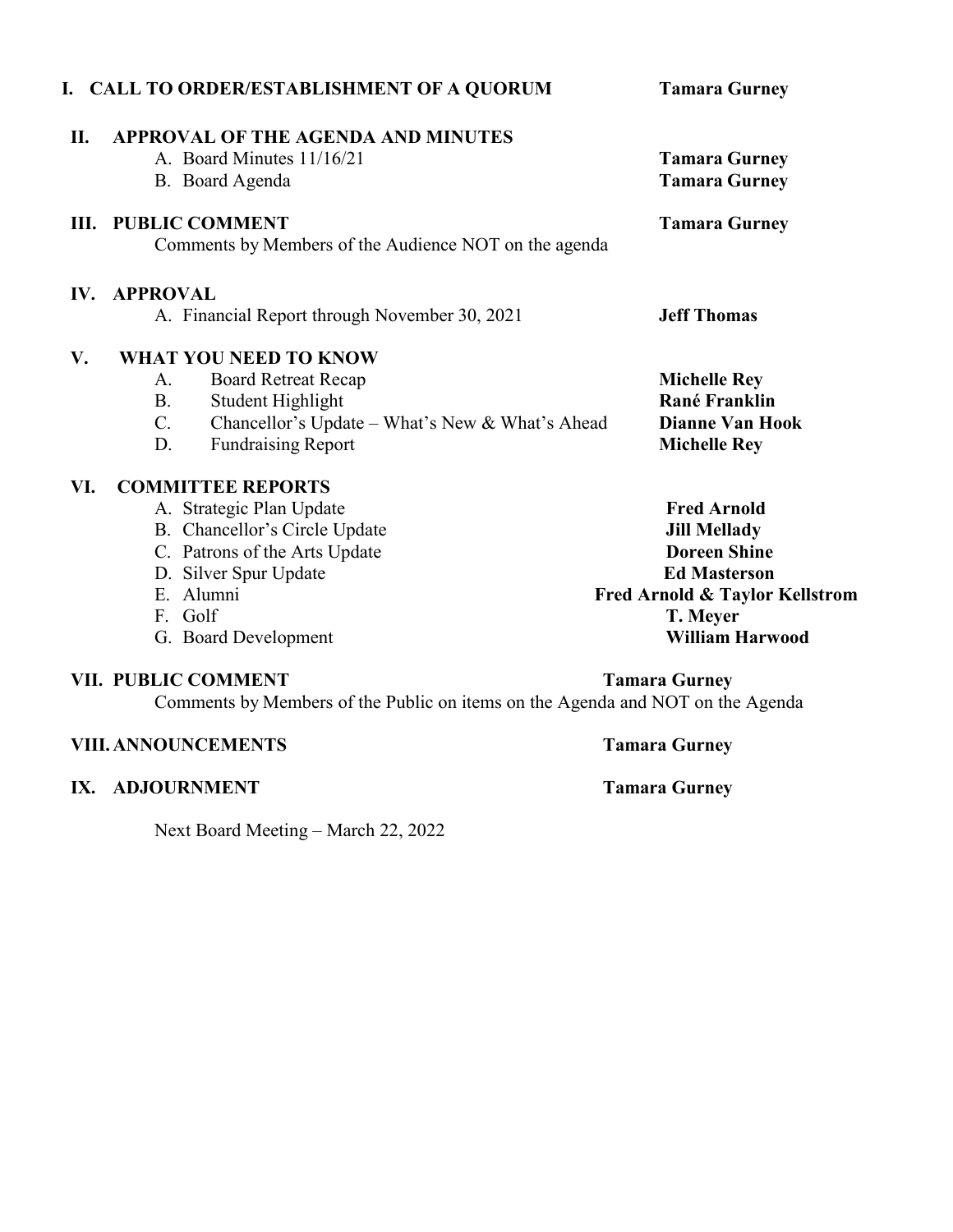**I. CALL TO ORDER/ESTABLISHMENT OF A QUORUM** — **Tamara Gurney**

**II. APPROVAL OF THE AGENDA AND MINUTES**

- A. Board Minutes 11/16/21 — **Tamara Gurney**
- B. Board Agenda — **Tamara Gurney**

**III. PUBLIC COMMENT** — **Tamara Gurney**

Comments by Members of the Audience NOT on the agenda

**IV. APPROVAL**

- A. Financial Report through November 30, 2021 — **Jeff Thomas**

**V. WHAT YOU NEED TO KNOW**

- A. Board Retreat Recap — **Michelle Rey**
- B. Student Highlight — **Rané Franklin**
- C. Chancellor's Update – What's New & What's Ahead — **Dianne Van Hook**
- D. Fundraising Report — **Michelle Rey**

**VI. COMMITTEE REPORTS**

- A. Strategic Plan Update — **Fred Arnold**
- B. Chancellor's Circle Update — **Jill Mellady**
- C. Patrons of the Arts Update — **Doreen Shine**
- D. Silver Spur Update — **Ed Masterson**
- E. Alumni — **Fred Arnold & Taylor Kellstrom**
- F. Golf — **T. Meyer**
- G. Board Development — **William Harwood**

**VII. PUBLIC COMMENT** — **Tamara Gurney**

Comments by Members of the Public on items on the Agenda and NOT on the Agenda

**VIII. ANNOUNCEMENTS** — **Tamara Gurney**

**IX. ADJOURNMENT** — **Tamara Gurney**

Next Board Meeting – March 22, 2022